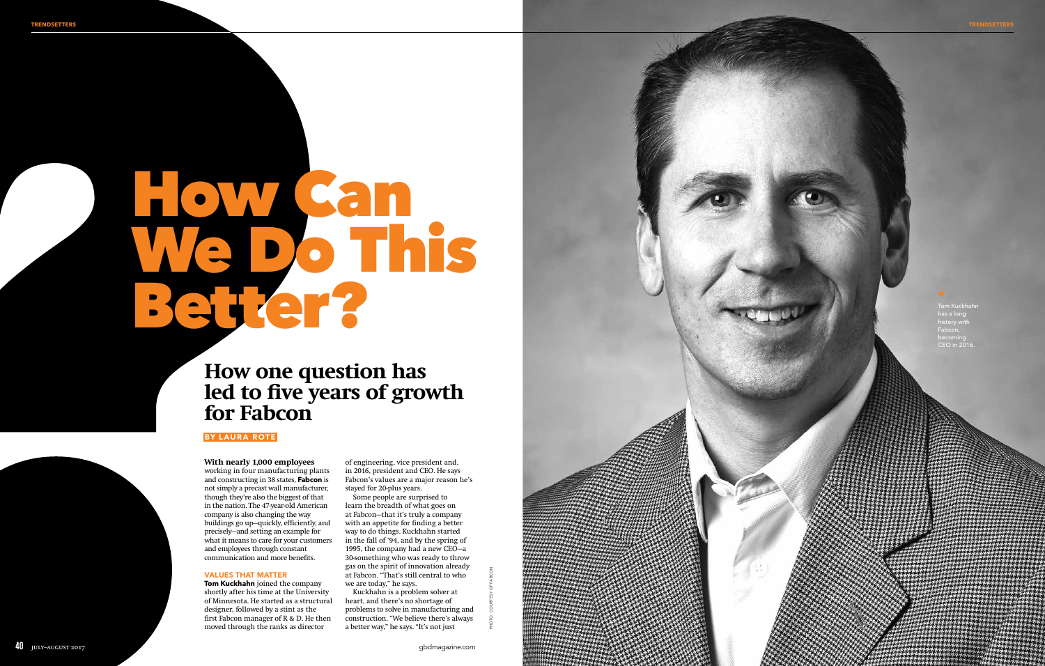# How Can We Do This Better?

## How one question has led to five years of growth for Fabcon

BY LAURA ROTE

**With nearly 1,000 employees** working in four manufacturing plants and constructing in 38 states, **Fabcon** is not simply a precast wall manufacturer, though they're also the biggest of that in the nation. The 47-year-old American company is also changing the way buildings go up—quickly, efficiently, and precisely—and setting an example for what it means to care for your customers and employees through constant communication and more benefits.

### VALUES THAT MATTER

**Tom Kuckhahn** joined the company shortly after his time at the University of Minnesota. He started as a structural designer, followed by a stint as the first Fabcon manager of R & D. He then moved through the ranks as director of engineering, vice president and, in 2016, president and CEO. He says Fabcon's values are a major reason he's stayed for 20-plus years.

Some people are surprised to learn the breadth of what goes on at Fabcon—that it's truly a company with an appetite for finding a better way to do things. Kuckhahn started in the fall of '94, and by the spring of 1995, the company had a new CEO—a 30-something who was ready to throw gas on the spirit of innovation already at Fabcon. "That's still central to who we are today," he says.

Kuckhahn is a problem solver at heart, and there's no shortage of problems to solve in manufacturing and construction. "We believe there's always a better way," he says. "It's not just

Tom Kuckhahn has a long history with Fabcon, becoming CEO in 2016.

PHOTO: COURTESY OF FABCON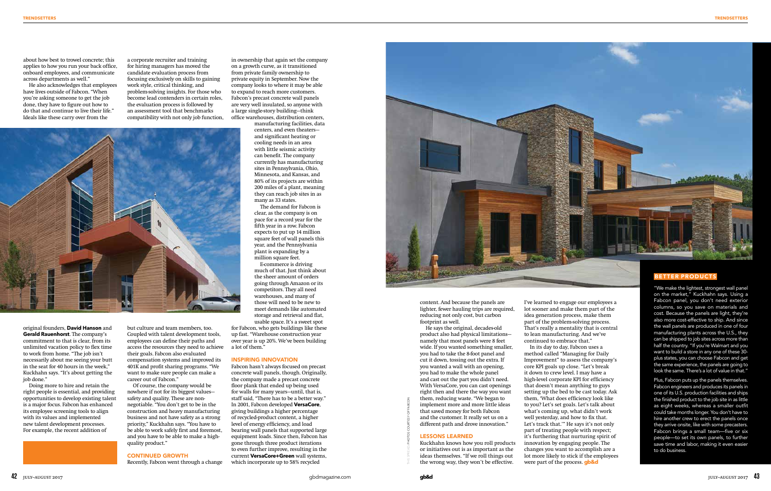about how best to trowel concrete; this applies to how you run your back office, onboard employees, and communicate across departments as well."

He also acknowledges that employees have lives outside of Fabcon. "When you're asking someone to get the job done, they have to figure out how to do that and continue to live their life." Ideals like these carry over from the original founders, **David Hanson** and **Gerald Rauenhorst**. The company's commitment to that is clear, from its unlimited vacation policy to flex time to work from home. "The job isn't necessarily about me seeing your butt in the seat for 40 hours in the week," Kuckhahn says. "It's about getting the job done."

Doing more to hire and retain the right people is essential, and providing opportunities to develop existing talent is a major focus. Fabcon has enhanced its employee screening tools to align with its values and implemented new talent development processes. For example, the recent addition of a corporate recruiter and training for hiring managers has moved the candidate evaluation process from focusing exclusively on skills to gaining work style, critical thinking, and problem-solving insights. For those who become lead contenders in certain roles, the evaluation process is followed by an assessment tool that benchmarks compatibility with not only job function, but culture and team members, too. Coupled with talent development tools, employees can define their paths and access the resources they need to achieve their goals. Fabcon also evaluated compensation systems and improved its 401K and profit sharing programs. "We want to make sure people can make a career out of Fabcon."

Of course, the company would be nowhere if not for its biggest values—safety and quality. These are non-negotiable. "You don't get to be in the construction and heavy manufacturing business and not have safety as a strong priority," Kuckhahn says. "You have to be able to work safely first and foremost, and you have to be able to make a high-quality product."

## CONTINUED GROWTH

Recently, Fabcon went through a change in ownership that again set the company on a growth curve, as it transitioned from private family ownership to private equity in September. Now the company looks to where it may be able to expand to reach more customers. Fabcon's precast concrete wall panels are very well insulated, so anyone with a large single-story building—think office warehouses, distribution centers, manufacturing facilities, data centers, and even theaters—and significant heating or cooling needs in an area with little seismic activity can benefit. The company currently has manufacturing sites in Pennsylvania, Ohio, Minnesota, and Kansas, and 80% of its projects are within 200 miles of a plant, meaning they can reach job sites in as many as 33 states.

The demand for Fabcon is clear, as the company is on pace for a record year for the fifth year in a row. Fabcon expects to put up 14 million square feet of wall panels this year, and the Pennsylvania plant is expanding by a million square feet.

E-commerce is driving much of that. Just think about the sheer amount of orders going through Amazon or its competitors. They all need warehouses, and many of those will need to be new to meet demands like automated storage and retrieval and flat, usable space. It's a sweet spot for Fabcon, who gets buildings like these up fast. "Warehouse construction year over year is up 20%. We've been building a lot of them."

## INSPIRING INNOVATION

Fabcon hasn't always focused on precast concrete wall panels, though. Originally, the company made a precast concrete floor plank that ended up being used for walls for many years—until, that is, staff said, "There has to be a better way." In 2001, Fabcon developed **VersaCore**, giving buildings a higher percentage of recycled-product content, a higher level of energy efficiency, and load bearing wall panels that supported large equipment loads. Since then, Fabcon has gone through three product iterations to even further improve, resulting in the current **VersaCore+Green** wall systems, which incorporate up to 58% recycled content. And because the panels are lighter, fewer hauling trips are required, reducing not only cost, but carbon footprint as well.

He says the original, decades-old product also had physical limitations—namely that most panels were 8 feet wide. If you wanted something smaller, you had to take the 8-foot panel and cut it down, tossing out the extra. If you wanted a wall with an opening, you had to make the whole panel and cast out the part you didn't need. With VersaCore, you can cast openings right then and there the way you want them, reducing waste. "We began to implement more and more little ideas that saved money for both Fabcon and the customer. It really set us on a different path and drove innovation."

## LESSONS LEARNED

Kuckhahn knows how you roll products or initiatives out is as important as the ideas themselves. "If we roll things out the wrong way, they won't be effective. I've learned to engage our employees a lot sooner and make them part of the idea generation process, make them part of the problem-solving process. That's really a mentality that is central to lean manufacturing. And we've continued to embrace that."

In its day to day, Fabcon uses a method called "Managing for Daily Improvement" to assess the company's core KPI goals up close. "Let's break it down to crew level. I may have a high-level corporate KPI for efficiency that doesn't mean anything to guys setting up the bed to be cast today. Ask them, 'What does efficiency look like to you? Let's set goals. Let's talk about what's coming up, what didn't work well yesterday, and how to fix that. Let's track that.'" He says it's not only part of treating people with respect; it's furthering that nurturing spirit of innovation by engaging people. The changes you want to accomplish are a lot more likely to stick if the employees were part of the process. **gb&d**

THIS SPREAD: PHOTOS COURTESY OF FABCON

## BETTER PRODUCTS

"We make the lightest, strongest wall panel on the market," Kuckhahn says. Using a Fabcon panel, you don't need exterior columns, so you save on materials and cost. Because the panels are light, they're also more cost-effective to ship. And since the wall panels are produced in one of four manufacturing plants across the U.S., they can be shipped to job sites across more than half the country. "If you're Walmart and you want to build a store in any one of these 30-plus states, you can choose Fabcon and get the same experience, the panels are going to look the same. There's a lot of value in that."

Plus, Fabcon puts up the panels themselves. Fabcon engineers and produces its panels in one of its U.S. production facilities and ships the finished product to the job site in as little as eight weeks, whereas a smaller outfit could take months longer. You don't have to hire another crew to erect the panels once they arrive onsite, like with some precasters. Fabcon brings a small team—five or six people—to set its own panels, to further save time and labor, making it even easier to do business.